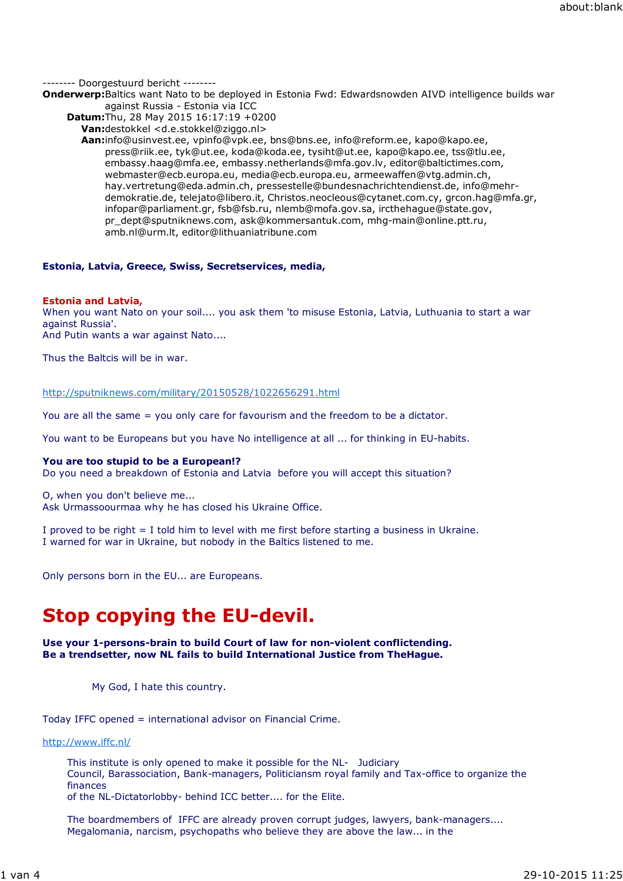-------- Doorgestuurd bericht --------

**Onderwerp:** Baltics want Nato to be deployed in Estonia Fwd: Edwardsnowden AIVD intelligence builds war against Russia - Estonia via ICC

**Datum:** Thu, 28 May 2015 16:17:19 +0200

**Van:** destokkel <d.e.stokkel@ziggo.nl>

**Aan:** info@usinvest.ee, vpinfo@vpk.ee, bns@bns.ee, info@reform.ee, kapo@kapo.ee, press@riik.ee, tyk@ut.ee, koda@koda.ee, tysiht@ut.ee, kapo@kapo.ee, tss@tlu.ee, embassy.haag@mfa.ee, embassy.netherlands@mfa.gov.lv, editor@baltictimes.com, webmaster@ecb.europa.eu, media@ecb.europa.eu, armeewaffen@vtg.admin.ch, hay.vertretung@eda.admin.ch, pressestelle@bundesnachrichtendienst.de, info@mehr-demokratie.de, telejato@libero.it, Christos.neocleous@cytanet.com.cy, grcon.hag@mfa.gr, infopar@parliament.gr, fsb@fsb.ru, nlemb@mofa.gov.sa, ircthehague@state.gov, pr_dept@sputniknews.com, ask@kommersantuk.com, mhg-main@online.ptt.ru, amb.nl@urm.lt, editor@lithuaniatribune.com

**Estonia, Latvia, Greece, Swiss, Secretservices, media,**

**Estonia and Latvia,**
When you want Nato on your soil.... you ask them 'to misuse Estonia, Latvia, Luthuania to start a war against Russia'.
And Putin wants a war against Nato....

Thus the Baltcis will be in war.

http://sputniknews.com/military/20150528/1022656291.html

You are all the same = you only care for favourism and the freedom to be a dictator.

You want to be Europeans but you have No intelligence at all ... for thinking in EU-habits.

**You are too stupid to be a European!?**
Do you need a breakdown of Estonia and Latvia before you will accept this situation?

O, when you don't believe me...
Ask Urmassoourmaa why he has closed his Ukraine Office.

I proved to be right = I told him to level with me first before starting a business in Ukraine.
I warned for war in Ukraine, but nobody in the Baltics listened to me.

Only persons born in the EU... are Europeans.

# Stop copying the EU-devil.

**Use your 1-persons-brain to build Court of law for non-violent conflictending.**
**Be a trendsetter, now NL fails to build International Justice from TheHague.**

My God, I hate this country.

Today IFFC opened = international advisor on Financial Crime.

http://www.iffc.nl/

This institute is only opened to make it possible for the NL- Judiciary Council, Barassociation, Bank-managers, Politiciansm royal family and Tax-office to organize the finances
of the NL-Dictatorlobby- behind ICC better.... for the Elite.

The boardmembers of IFFC are already proven corrupt judges, lawyers, bank-managers....
Megalomania, narcism, psychopaths who believe they are above the law... in the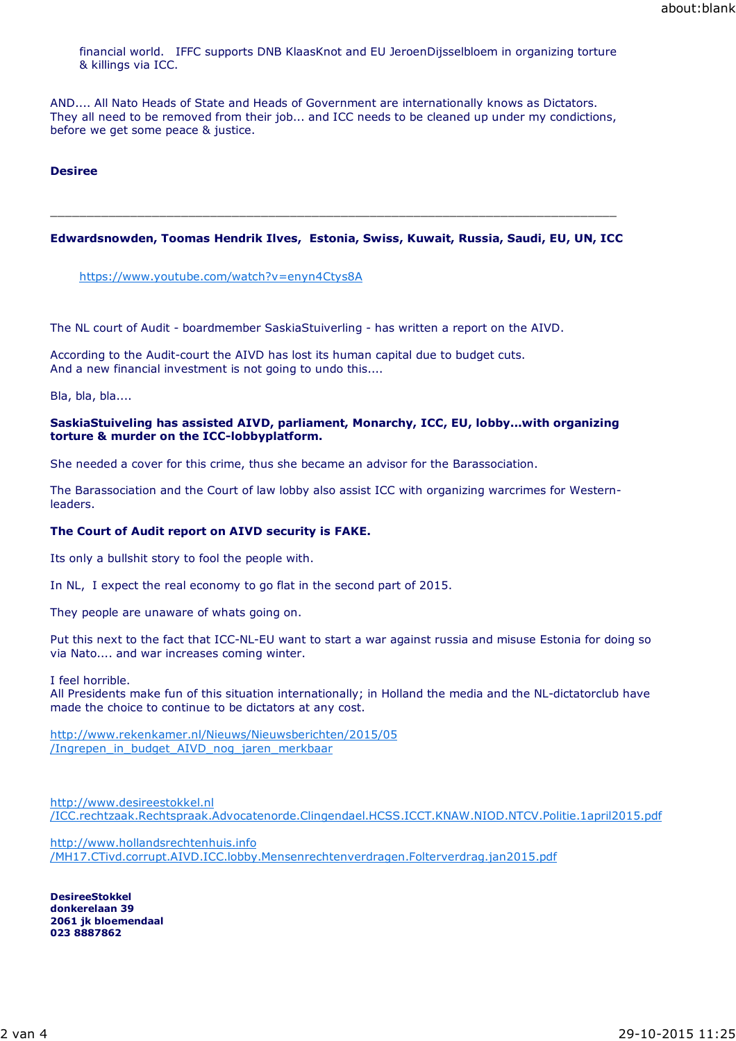financial world.   IFFC supports DNB KlaasKnot and EU JeroenDijsselbloem in organizing torture & killings via ICC.

AND.... All Nato Heads of State and Heads of Government are internationally knows as Dictators. They all need to be removed from their job... and ICC needs to be cleaned up under my condictions, before we get some peace & justice.

**Desiree**

---

**Edwardsnowden, Toomas Hendrik Ilves,  Estonia, Swiss, Kuwait, Russia, Saudi, EU, UN, ICC**

https://www.youtube.com/watch?v=enyn4Ctys8A

The NL court of Audit - boardmember SaskiaStuiverling - has written a report on the AIVD.

According to the Audit-court the AIVD has lost its human capital due to budget cuts.
And a new financial investment is not going to undo this....

Bla, bla, bla....

**SaskiaStuiveling has assisted AIVD, parliament, Monarchy, ICC, EU, lobby...with organizing torture & murder on the ICC-lobbyplatform.**

She needed a cover for this crime, thus she became an advisor for the Barassociation.

The Barassociation and the Court of law lobby also assist ICC with organizing warcrimes for Western-leaders.

**The Court of Audit report on AIVD security is FAKE.**

Its only a bullshit story to fool the people with.

In NL,  I expect the real economy to go flat in the second part of 2015.

They people are unaware of whats going on.

Put this next to the fact that ICC-NL-EU want to start a war against russia and misuse Estonia for doing so via Nato.... and war increases coming winter.

I feel horrible.
All Presidents make fun of this situation internationally; in Holland the media and the NL-dictatorclub have made the choice to continue to be dictators at any cost.

http://www.rekenkamer.nl/Nieuws/Nieuwsberichten/2015/05/Ingrepen_in_budget_AIVD_nog_jaren_merkbaar

http://www.desireestokkel.nl/ICC.rechtzaak.Rechtspraak.Advocatenorde.Clingendael.HCSS.ICCT.KNAW.NIOD.NTCV.Politie.1april2015.pdf

http://www.hollandsrechtenhuis.info/MH17.CTivd.corrupt.AIVD.ICC.lobby.Mensenrechtenverdragen.Folterverdrag.jan2015.pdf

**DesireeStokkel**
**donkerelaan 39**
**2061 jk bloemendaal**
**023 8887862**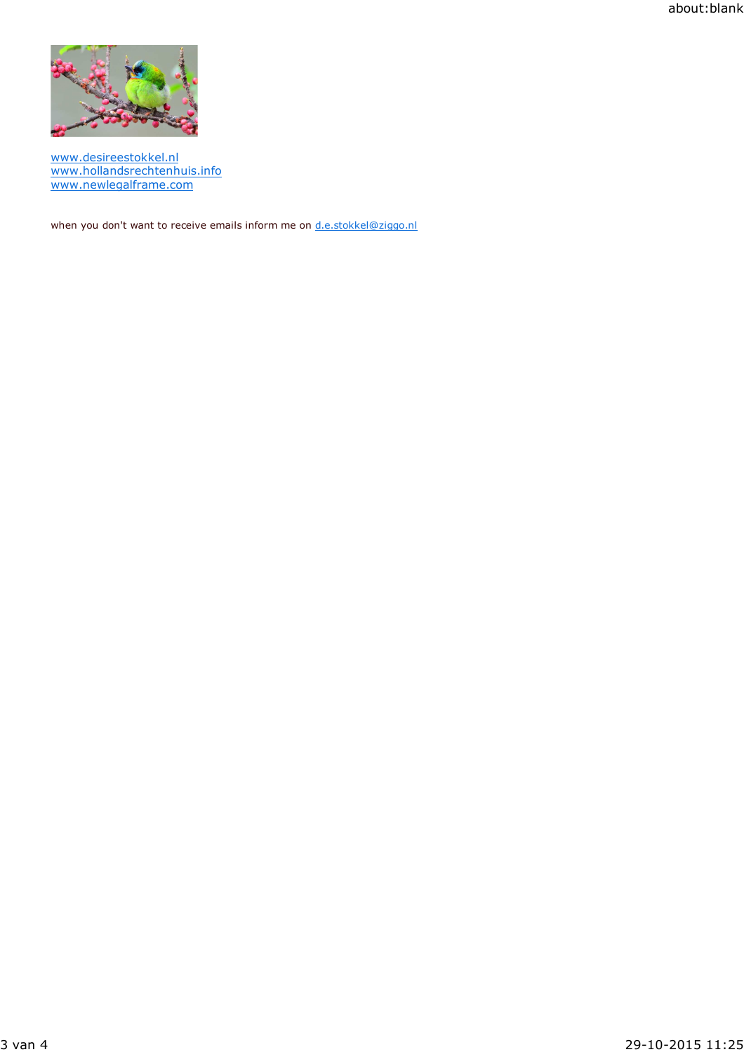www.desireestokkel.nl
www.hollandsrechtenhuis.info
www.newlegalframe.com

when you don't want to receive emails inform me on d.e.stokkel@ziggo.nl